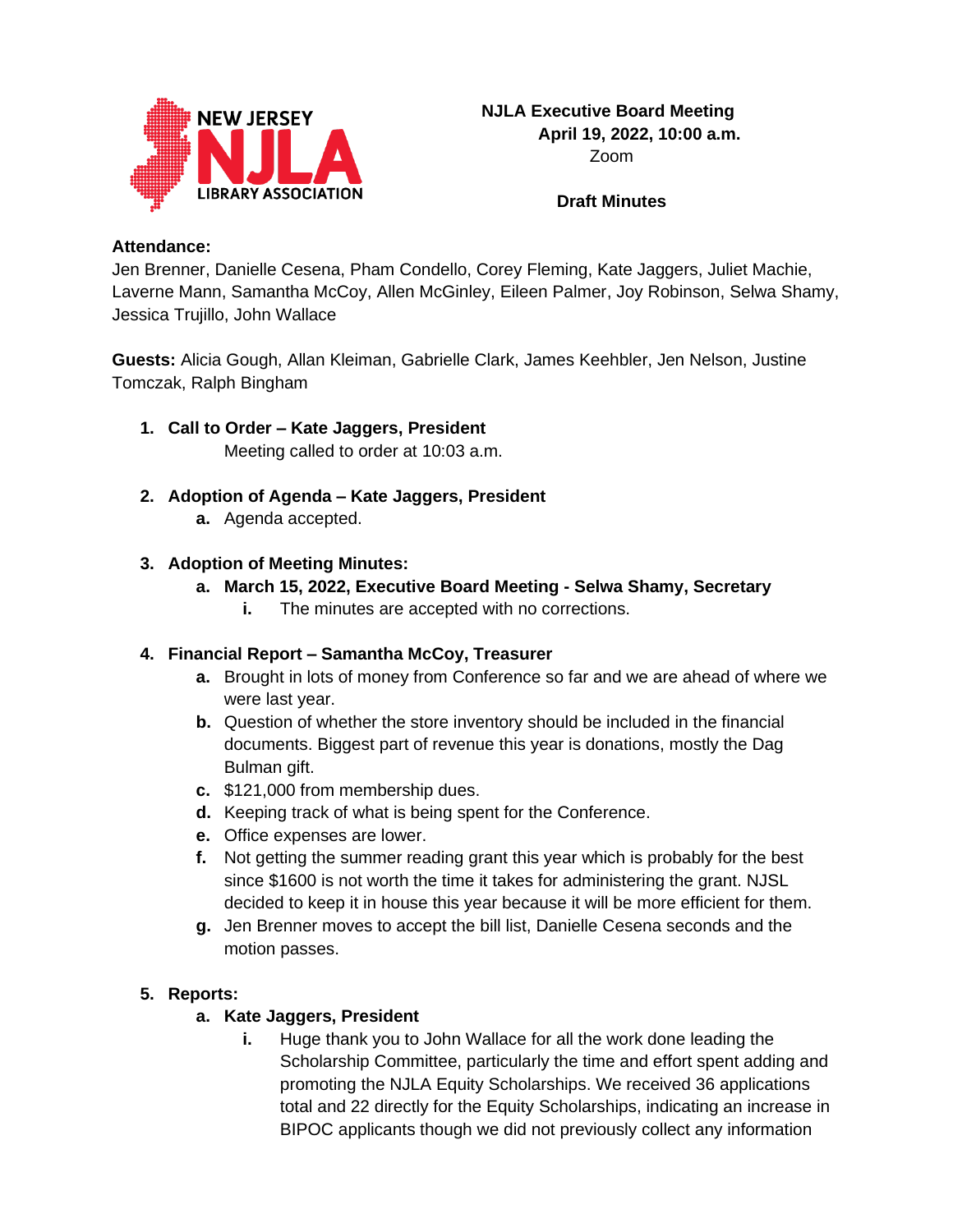NEW JERSEY NJLA LIBRARY ASSOCIATION

**NJLA Executive Board Meeting**
**April 19, 2022, 10:00 a.m.**
Zoom

**Draft Minutes**

**Attendance:**
Jen Brenner, Danielle Cesena, Pham Condello, Corey Fleming, Kate Jaggers, Juliet Machie, Laverne Mann, Samantha McCoy, Allen McGinley, Eileen Palmer, Joy Robinson, Selwa Shamy, Jessica Trujillo, John Wallace

**Guests:** Alicia Gough, Allan Kleiman, Gabrielle Clark, James Keehbler, Jen Nelson, Justine Tomczak, Ralph Bingham

1. **Call to Order – Kate Jaggers, President**
   Meeting called to order at 10:03 a.m.

2. **Adoption of Agenda – Kate Jaggers, President**
   a. Agenda accepted.

3. **Adoption of Meeting Minutes:**
   a. **March 15, 2022, Executive Board Meeting - Selwa Shamy, Secretary**
      i. The minutes are accepted with no corrections.

4. **Financial Report – Samantha McCoy, Treasurer**
   a. Brought in lots of money from Conference so far and we are ahead of where we were last year.
   b. Question of whether the store inventory should be included in the financial documents. Biggest part of revenue this year is donations, mostly the Dag Bulman gift.
   c. $121,000 from membership dues.
   d. Keeping track of what is being spent for the Conference.
   e. Office expenses are lower.
   f. Not getting the summer reading grant this year which is probably for the best since $1600 is not worth the time it takes for administering the grant. NJSL decided to keep it in house this year because it will be more efficient for them.
   g. Jen Brenner moves to accept the bill list, Danielle Cesena seconds and the motion passes.

5. **Reports:**
   a. **Kate Jaggers, President**
      i. Huge thank you to John Wallace for all the work done leading the Scholarship Committee, particularly the time and effort spent adding and promoting the NJLA Equity Scholarships. We received 36 applications total and 22 directly for the Equity Scholarships, indicating an increase in BIPOC applicants though we did not previously collect any information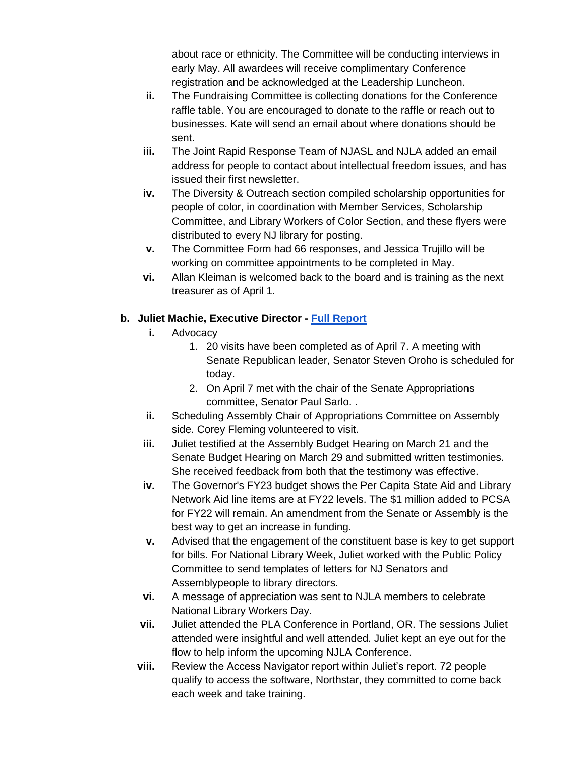about race or ethnicity. The Committee will be conducting interviews in early May. All awardees will receive complimentary Conference registration and be acknowledged at the Leadership Luncheon.

ii. The Fundraising Committee is collecting donations for the Conference raffle table. You are encouraged to donate to the raffle or reach out to businesses. Kate will send an email about where donations should be sent.

iii. The Joint Rapid Response Team of NJASL and NJLA added an email address for people to contact about intellectual freedom issues, and has issued their first newsletter.

iv. The Diversity & Outreach section compiled scholarship opportunities for people of color, in coordination with Member Services, Scholarship Committee, and Library Workers of Color Section, and these flyers were distributed to every NJ library for posting.

v. The Committee Form had 66 responses, and Jessica Trujillo will be working on committee appointments to be completed in May.

vi. Allan Kleiman is welcomed back to the board and is training as the next treasurer as of April 1.

**b. Juliet Machie, Executive Director - [Full Report]()**

i. Advocacy

1. 20 visits have been completed as of April 7. A meeting with Senate Republican leader, Senator Steven Oroho is scheduled for today.
2. On April 7 met with the chair of the Senate Appropriations committee, Senator Paul Sarlo. .

ii. Scheduling Assembly Chair of Appropriations Committee on Assembly side. Corey Fleming volunteered to visit.

iii. Juliet testified at the Assembly Budget Hearing on March 21 and the Senate Budget Hearing on March 29 and submitted written testimonies. She received feedback from both that the testimony was effective.

iv. The Governor's FY23 budget shows the Per Capita State Aid and Library Network Aid line items are at FY22 levels. The $1 million added to PCSA for FY22 will remain. An amendment from the Senate or Assembly is the best way to get an increase in funding.

v. Advised that the engagement of the constituent base is key to get support for bills. For National Library Week, Juliet worked with the Public Policy Committee to send templates of letters for NJ Senators and Assemblypeople to library directors.

vi. A message of appreciation was sent to NJLA members to celebrate National Library Workers Day.

vii. Juliet attended the PLA Conference in Portland, OR. The sessions Juliet attended were insightful and well attended. Juliet kept an eye out for the flow to help inform the upcoming NJLA Conference.

viii. Review the Access Navigator report within Juliet's report. 72 people qualify to access the software, Northstar, they committed to come back each week and take training.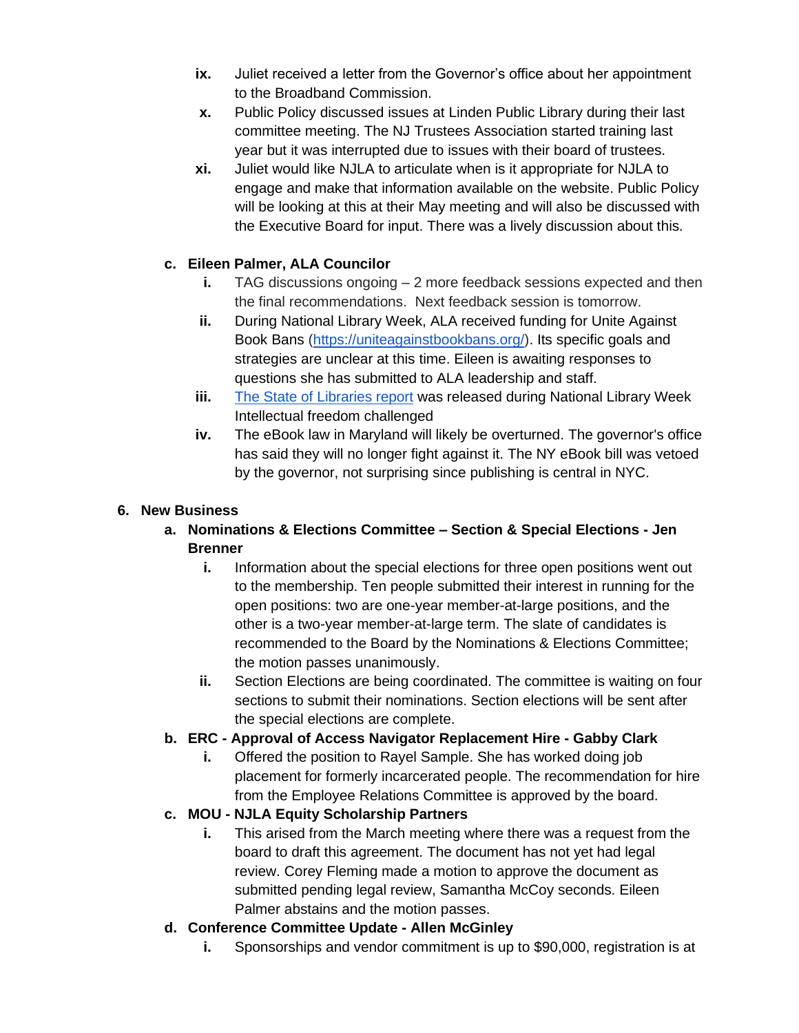ix. Juliet received a letter from the Governor's office about her appointment to the Broadband Commission.

x. Public Policy discussed issues at Linden Public Library during their last committee meeting. The NJ Trustees Association started training last year but it was interrupted due to issues with their board of trustees.

xi. Juliet would like NJLA to articulate when is it appropriate for NJLA to engage and make that information available on the website. Public Policy will be looking at this at their May meeting and will also be discussed with the Executive Board for input. There was a lively discussion about this.

**c. Eileen Palmer, ALA Councilor**

i. TAG discussions ongoing – 2 more feedback sessions expected and then the final recommendations. Next feedback session is tomorrow.

ii. During National Library Week, ALA received funding for Unite Against Book Bans ([https://uniteagainstbookbans.org/](https://uniteagainstbookbans.org/)). Its specific goals and strategies are unclear at this time. Eileen is awaiting responses to questions she has submitted to ALA leadership and staff.

iii. The State of Libraries report was released during National Library Week Intellectual freedom challenged

iv. The eBook law in Maryland will likely be overturned. The governor's office has said they will no longer fight against it. The NY eBook bill was vetoed by the governor, not surprising since publishing is central in NYC.

**6. New Business**

**a. Nominations & Elections Committee – Section & Special Elections - Jen Brenner**

i. Information about the special elections for three open positions went out to the membership. Ten people submitted their interest in running for the open positions: two are one-year member-at-large positions, and the other is a two-year member-at-large term. The slate of candidates is recommended to the Board by the Nominations & Elections Committee; the motion passes unanimously.

ii. Section Elections are being coordinated. The committee is waiting on four sections to submit their nominations. Section elections will be sent after the special elections are complete.

**b. ERC - Approval of Access Navigator Replacement Hire - Gabby Clark**

i. Offered the position to Rayel Sample. She has worked doing job placement for formerly incarcerated people. The recommendation for hire from the Employee Relations Committee is approved by the board.

**c. MOU - NJLA Equity Scholarship Partners**

i. This arised from the March meeting where there was a request from the board to draft this agreement. The document has not yet had legal review. Corey Fleming made a motion to approve the document as submitted pending legal review, Samantha McCoy seconds. Eileen Palmer abstains and the motion passes.

**d. Conference Committee Update - Allen McGinley**

i. Sponsorships and vendor commitment is up to $90,000, registration is at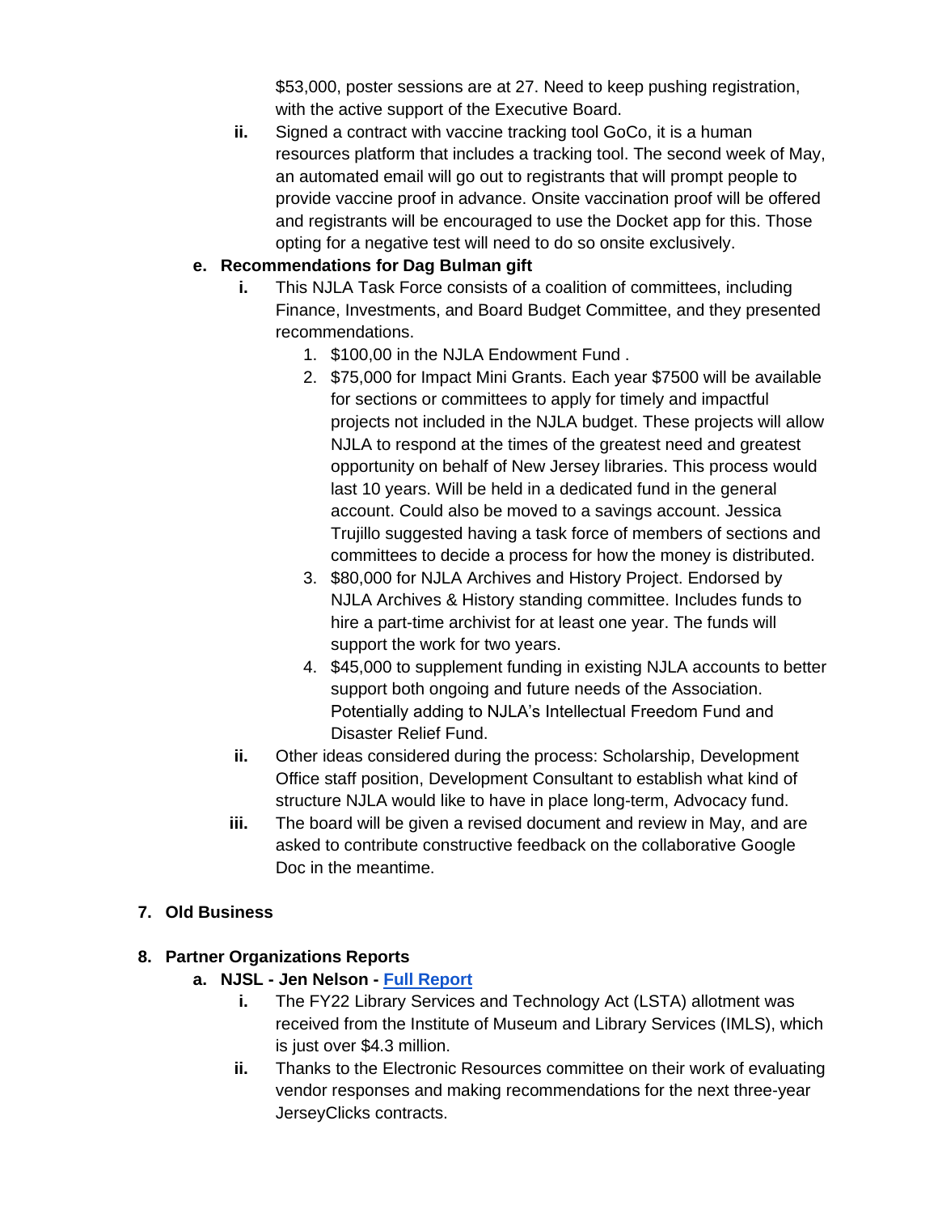$53,000, poster sessions are at 27. Need to keep pushing registration, with the active support of the Executive Board.

ii. Signed a contract with vaccine tracking tool GoCo, it is a human resources platform that includes a tracking tool. The second week of May, an automated email will go out to registrants that will prompt people to provide vaccine proof in advance. Onsite vaccination proof will be offered and registrants will be encouraged to use the Docket app for this. Those opting for a negative test will need to do so onsite exclusively.

**e. Recommendations for Dag Bulman gift**

i. This NJLA Task Force consists of a coalition of committees, including Finance, Investments, and Board Budget Committee, and they presented recommendations.

1. $100,00 in the NJLA Endowment Fund .
2. $75,000 for Impact Mini Grants. Each year $7500 will be available for sections or committees to apply for timely and impactful projects not included in the NJLA budget. These projects will allow NJLA to respond at the times of the greatest need and greatest opportunity on behalf of New Jersey libraries. This process would last 10 years. Will be held in a dedicated fund in the general account. Could also be moved to a savings account. Jessica Trujillo suggested having a task force of members of sections and committees to decide a process for how the money is distributed.
3. $80,000 for NJLA Archives and History Project. Endorsed by NJLA Archives & History standing committee. Includes funds to hire a part-time archivist for at least one year. The funds will support the work for two years.
4. $45,000 to supplement funding in existing NJLA accounts to better support both ongoing and future needs of the Association. Potentially adding to NJLA's Intellectual Freedom Fund and Disaster Relief Fund.

ii. Other ideas considered during the process: Scholarship, Development Office staff position, Development Consultant to establish what kind of structure NJLA would like to have in place long-term, Advocacy fund.

iii. The board will be given a revised document and review in May, and are asked to contribute constructive feedback on the collaborative Google Doc in the meantime.

**7. Old Business**

**8. Partner Organizations Reports**

**a. NJSL - Jen Nelson - Full Report**

i. The FY22 Library Services and Technology Act (LSTA) allotment was received from the Institute of Museum and Library Services (IMLS), which is just over $4.3 million.

ii. Thanks to the Electronic Resources committee on their work of evaluating vendor responses and making recommendations for the next three-year JerseyClicks contracts.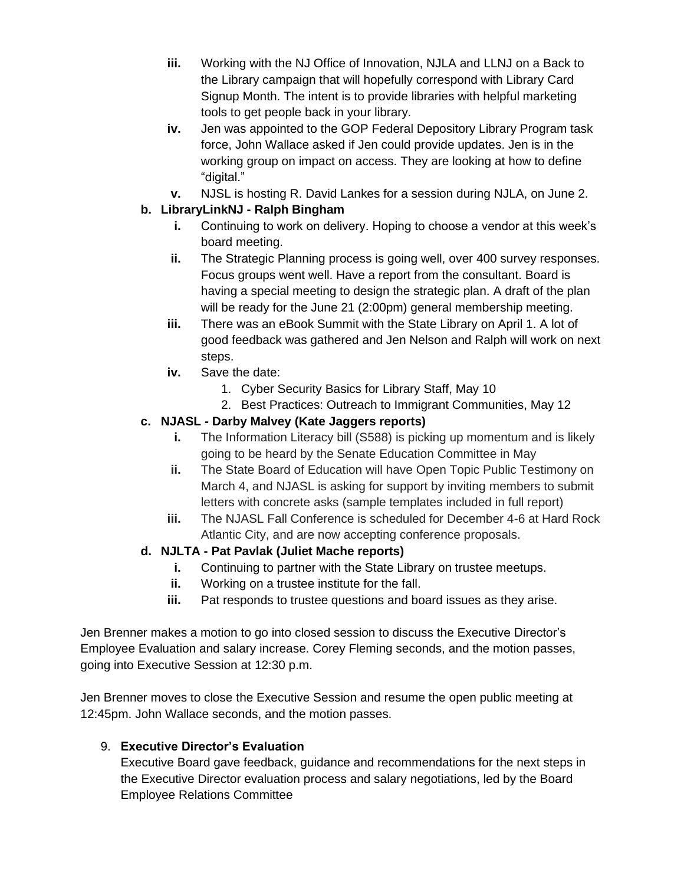iii. Working with the NJ Office of Innovation, NJLA and LLNJ on a Back to the Library campaign that will hopefully correspond with Library Card Signup Month. The intent is to provide libraries with helpful marketing tools to get people back in your library.
   iv. Jen was appointed to the GOP Federal Depository Library Program task force, John Wallace asked if Jen could provide updates. Jen is in the working group on impact on access. They are looking at how to define "digital."
   v. NJSL is hosting R. David Lankes for a session during NJLA, on June 2.

b. **LibraryLinkNJ - Ralph Bingham**
   i. Continuing to work on delivery. Hoping to choose a vendor at this week's board meeting.
   ii. The Strategic Planning process is going well, over 400 survey responses. Focus groups went well. Have a report from the consultant. Board is having a special meeting to design the strategic plan. A draft of the plan will be ready for the June 21 (2:00pm) general membership meeting.
   iii. There was an eBook Summit with the State Library on April 1. A lot of good feedback was gathered and Jen Nelson and Ralph will work on next steps.
   iv. Save the date:
      1. Cyber Security Basics for Library Staff, May 10
      2. Best Practices: Outreach to Immigrant Communities, May 12

c. **NJASL - Darby Malvey (Kate Jaggers reports)**
   i. The Information Literacy bill (S588) is picking up momentum and is likely going to be heard by the Senate Education Committee in May
   ii. The State Board of Education will have Open Topic Public Testimony on March 4, and NJASL is asking for support by inviting members to submit letters with concrete asks (sample templates included in full report)
   iii. The NJASL Fall Conference is scheduled for December 4-6 at Hard Rock Atlantic City, and are now accepting conference proposals.

d. **NJLTA - Pat Pavlak (Juliet Mache reports)**
   i. Continuing to partner with the State Library on trustee meetups.
   ii. Working on a trustee institute for the fall.
   iii. Pat responds to trustee questions and board issues as they arise.

Jen Brenner makes a motion to go into closed session to discuss the Executive Director's Employee Evaluation and salary increase. Corey Fleming seconds, and the motion passes, going into Executive Session at 12:30 p.m.

Jen Brenner moves to close the Executive Session and resume the open public meeting at 12:45pm. John Wallace seconds, and the motion passes.

9. **Executive Director's Evaluation**
   Executive Board gave feedback, guidance and recommendations for the next steps in the Executive Director evaluation process and salary negotiations, led by the Board Employee Relations Committee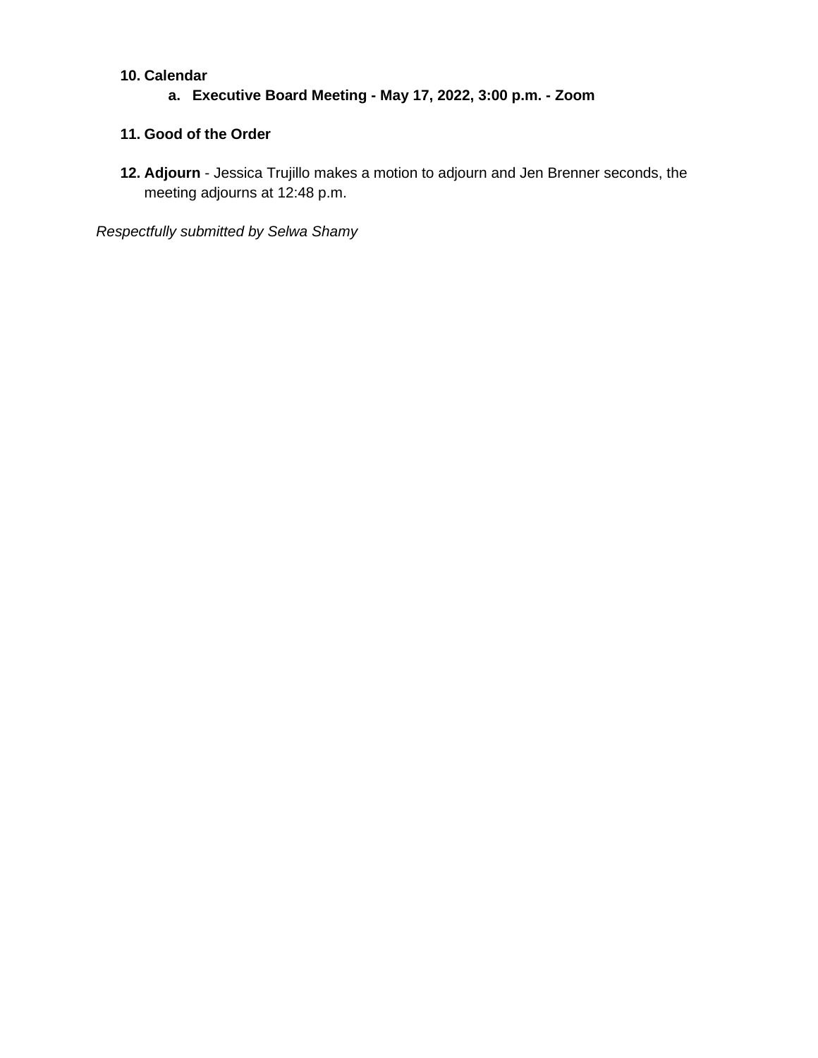10. **Calendar**
    a. **Executive Board Meeting - May 17, 2022, 3:00 p.m. - Zoom**

11. **Good of the Order**

12. **Adjourn** - Jessica Trujillo makes a motion to adjourn and Jen Brenner seconds, the meeting adjourns at 12:48 p.m.

*Respectfully submitted by Selwa Shamy*